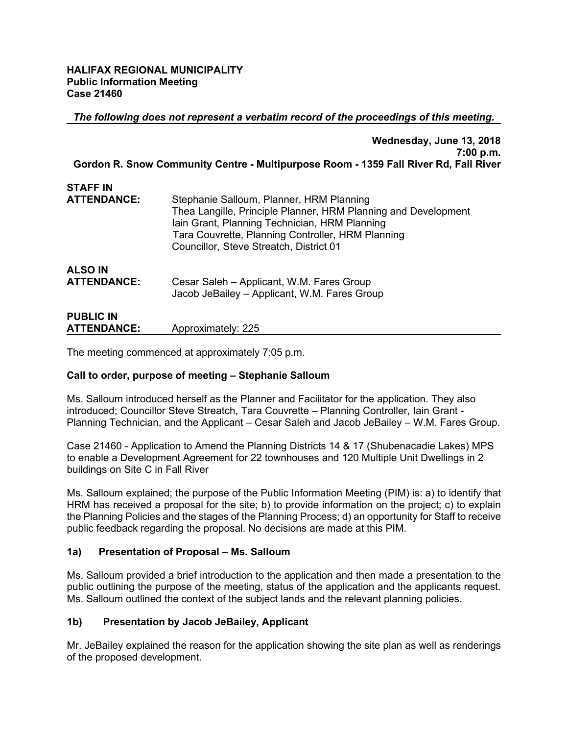**HALIFAX REGIONAL MUNICIPALITY**
**Public Information Meeting**
**Case 21460**

***The following does not represent a verbatim record of the proceedings of this meeting.***

**Wednesday, June 13, 2018**
**7:00 p.m.**
**Gordon R. Snow Community Centre - Multipurpose Room - 1359 Fall River Rd, Fall River**

**STAFF IN ATTENDANCE:** Stephanie Salloum, Planner, HRM Planning
Thea Langille, Principle Planner, HRM Planning and Development
Iain Grant, Planning Technician, HRM Planning
Tara Couvrette, Planning Controller, HRM Planning
Councillor, Steve Streatch, District 01

**ALSO IN ATTENDANCE:** Cesar Saleh – Applicant, W.M. Fares Group
Jacob JeBailey – Applicant, W.M. Fares Group

**PUBLIC IN ATTENDANCE:** Approximately: 225

The meeting commenced at approximately 7:05 p.m.

**Call to order, purpose of meeting – Stephanie Salloum**

Ms. Salloum introduced herself as the Planner and Facilitator for the application. They also introduced; Councillor Steve Streatch, Tara Couvrette – Planning Controller, Iain Grant - Planning Technician, and the Applicant – Cesar Saleh and Jacob JeBailey – W.M. Fares Group.

Case 21460 - Application to Amend the Planning Districts 14 & 17 (Shubenacadie Lakes) MPS to enable a Development Agreement for 22 townhouses and 120 Multiple Unit Dwellings in 2 buildings on Site C in Fall River

Ms. Salloum explained; the purpose of the Public Information Meeting (PIM) is: a) to identify that HRM has received a proposal for the site; b) to provide information on the project; c) to explain the Planning Policies and the stages of the Planning Process; d) an opportunity for Staff to receive public feedback regarding the proposal. No decisions are made at this PIM.

**1a) Presentation of Proposal – Ms. Salloum**

Ms. Salloum provided a brief introduction to the application and then made a presentation to the public outlining the purpose of the meeting, status of the application and the applicants request. Ms. Salloum outlined the context of the subject lands and the relevant planning policies.

**1b) Presentation by Jacob JeBailey, Applicant**

Mr. JeBailey explained the reason for the application showing the site plan as well as renderings of the proposed development.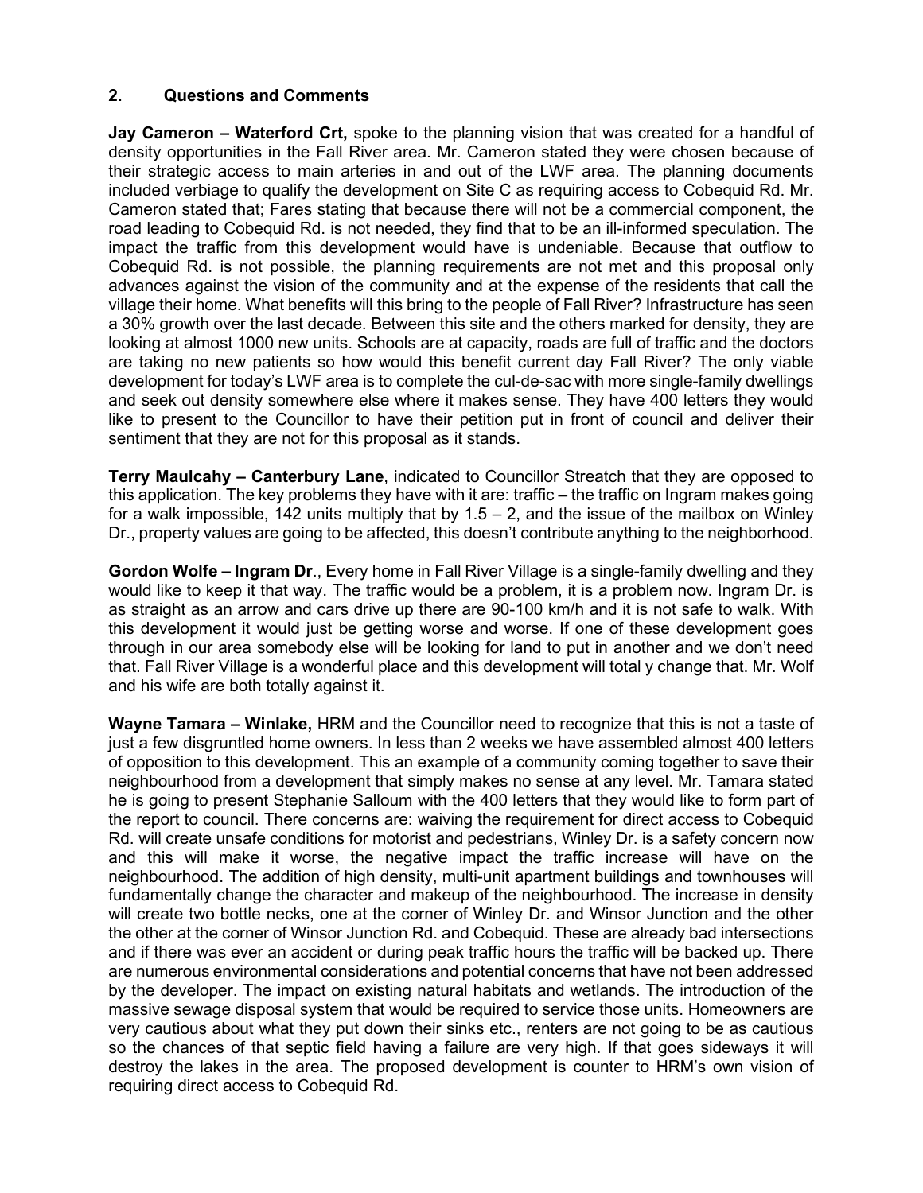## 2. Questions and Comments

**Jay Cameron – Waterford Crt,** spoke to the planning vision that was created for a handful of density opportunities in the Fall River area. Mr. Cameron stated they were chosen because of their strategic access to main arteries in and out of the LWF area. The planning documents included verbiage to qualify the development on Site C as requiring access to Cobequid Rd. Mr. Cameron stated that; Fares stating that because there will not be a commercial component, the road leading to Cobequid Rd. is not needed, they find that to be an ill-informed speculation. The impact the traffic from this development would have is undeniable. Because that outflow to Cobequid Rd. is not possible, the planning requirements are not met and this proposal only advances against the vision of the community and at the expense of the residents that call the village their home. What benefits will this bring to the people of Fall River? Infrastructure has seen a 30% growth over the last decade. Between this site and the others marked for density, they are looking at almost 1000 new units. Schools are at capacity, roads are full of traffic and the doctors are taking no new patients so how would this benefit current day Fall River? The only viable development for today's LWF area is to complete the cul-de-sac with more single-family dwellings and seek out density somewhere else where it makes sense. They have 400 letters they would like to present to the Councillor to have their petition put in front of council and deliver their sentiment that they are not for this proposal as it stands.

**Terry Maulcahy – Canterbury Lane**, indicated to Councillor Streatch that they are opposed to this application. The key problems they have with it are: traffic – the traffic on Ingram makes going for a walk impossible, 142 units multiply that by 1.5 – 2, and the issue of the mailbox on Winley Dr., property values are going to be affected, this doesn't contribute anything to the neighborhood.

**Gordon Wolfe – Ingram Dr**., Every home in Fall River Village is a single-family dwelling and they would like to keep it that way. The traffic would be a problem, it is a problem now. Ingram Dr. is as straight as an arrow and cars drive up there are 90-100 km/h and it is not safe to walk. With this development it would just be getting worse and worse. If one of these development goes through in our area somebody else will be looking for land to put in another and we don't need that. Fall River Village is a wonderful place and this development will total y change that. Mr. Wolf and his wife are both totally against it.

**Wayne Tamara – Winlake,** HRM and the Councillor need to recognize that this is not a taste of just a few disgruntled home owners. In less than 2 weeks we have assembled almost 400 letters of opposition to this development. This an example of a community coming together to save their neighbourhood from a development that simply makes no sense at any level. Mr. Tamara stated he is going to present Stephanie Salloum with the 400 letters that they would like to form part of the report to council. There concerns are: waiving the requirement for direct access to Cobequid Rd. will create unsafe conditions for motorist and pedestrians, Winley Dr. is a safety concern now and this will make it worse, the negative impact the traffic increase will have on the neighbourhood. The addition of high density, multi-unit apartment buildings and townhouses will fundamentally change the character and makeup of the neighbourhood. The increase in density will create two bottle necks, one at the corner of Winley Dr. and Winsor Junction and the other the other at the corner of Winsor Junction Rd. and Cobequid. These are already bad intersections and if there was ever an accident or during peak traffic hours the traffic will be backed up. There are numerous environmental considerations and potential concerns that have not been addressed by the developer. The impact on existing natural habitats and wetlands. The introduction of the massive sewage disposal system that would be required to service those units. Homeowners are very cautious about what they put down their sinks etc., renters are not going to be as cautious so the chances of that septic field having a failure are very high. If that goes sideways it will destroy the lakes in the area. The proposed development is counter to HRM's own vision of requiring direct access to Cobequid Rd.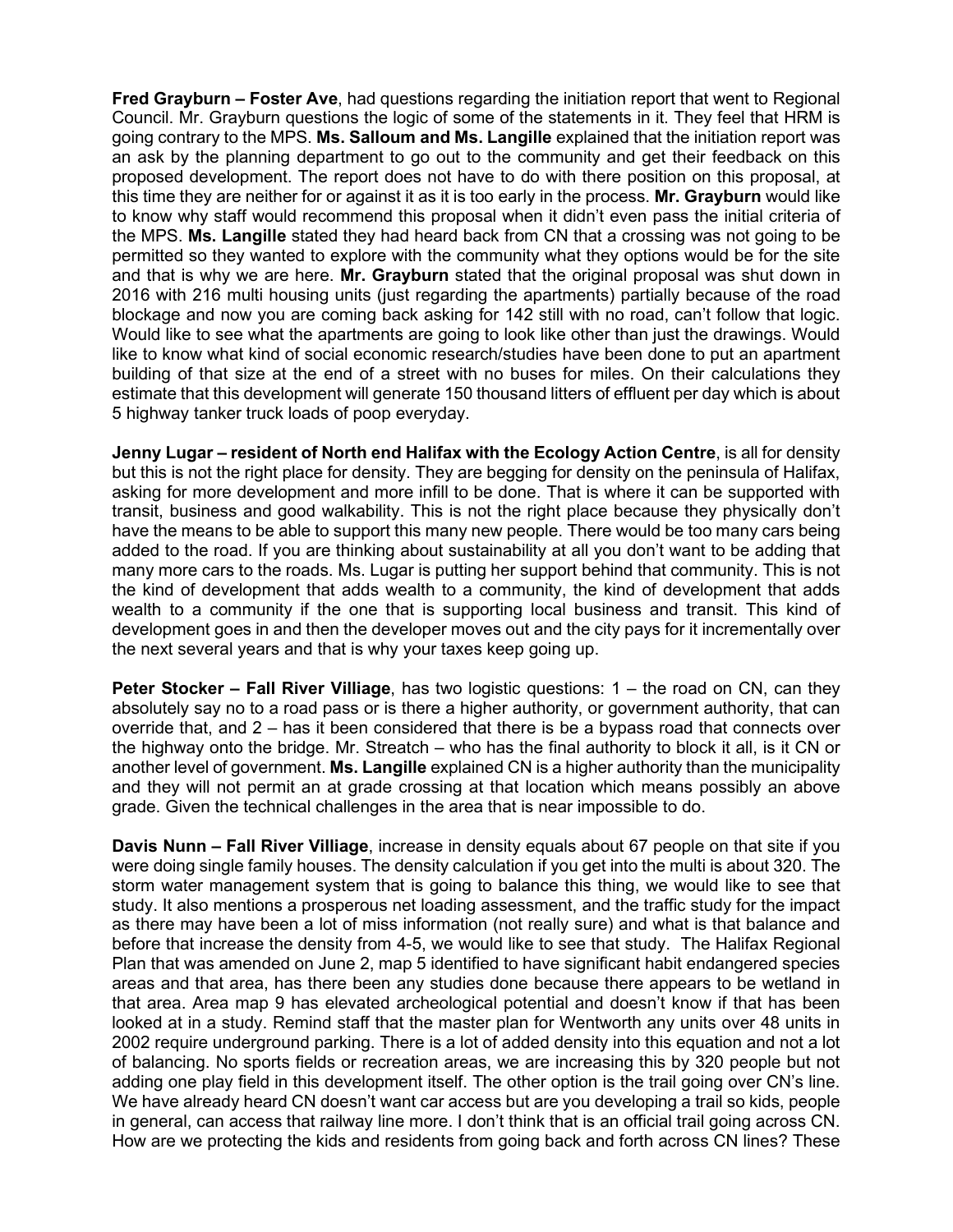**Fred Grayburn – Foster Ave**, had questions regarding the initiation report that went to Regional Council. Mr. Grayburn questions the logic of some of the statements in it. They feel that HRM is going contrary to the MPS. **Ms. Salloum and Ms. Langille** explained that the initiation report was an ask by the planning department to go out to the community and get their feedback on this proposed development. The report does not have to do with there position on this proposal, at this time they are neither for or against it as it is too early in the process. **Mr. Grayburn** would like to know why staff would recommend this proposal when it didn't even pass the initial criteria of the MPS. **Ms. Langille** stated they had heard back from CN that a crossing was not going to be permitted so they wanted to explore with the community what they options would be for the site and that is why we are here. **Mr. Grayburn** stated that the original proposal was shut down in 2016 with 216 multi housing units (just regarding the apartments) partially because of the road blockage and now you are coming back asking for 142 still with no road, can't follow that logic. Would like to see what the apartments are going to look like other than just the drawings. Would like to know what kind of social economic research/studies have been done to put an apartment building of that size at the end of a street with no buses for miles. On their calculations they estimate that this development will generate 150 thousand litters of effluent per day which is about 5 highway tanker truck loads of poop everyday.

**Jenny Lugar – resident of North end Halifax with the Ecology Action Centre**, is all for density but this is not the right place for density. They are begging for density on the peninsula of Halifax, asking for more development and more infill to be done. That is where it can be supported with transit, business and good walkability. This is not the right place because they physically don't have the means to be able to support this many new people. There would be too many cars being added to the road. If you are thinking about sustainability at all you don't want to be adding that many more cars to the roads. Ms. Lugar is putting her support behind that community. This is not the kind of development that adds wealth to a community, the kind of development that adds wealth to a community if the one that is supporting local business and transit. This kind of development goes in and then the developer moves out and the city pays for it incrementally over the next several years and that is why your taxes keep going up.

**Peter Stocker – Fall River Villiage**, has two logistic questions: 1 – the road on CN, can they absolutely say no to a road pass or is there a higher authority, or government authority, that can override that, and 2 – has it been considered that there is be a bypass road that connects over the highway onto the bridge. Mr. Streatch – who has the final authority to block it all, is it CN or another level of government. **Ms. Langille** explained CN is a higher authority than the municipality and they will not permit an at grade crossing at that location which means possibly an above grade. Given the technical challenges in the area that is near impossible to do.

**Davis Nunn – Fall River Villiage**, increase in density equals about 67 people on that site if you were doing single family houses. The density calculation if you get into the multi is about 320. The storm water management system that is going to balance this thing, we would like to see that study. It also mentions a prosperous net loading assessment, and the traffic study for the impact as there may have been a lot of miss information (not really sure) and what is that balance and before that increase the density from 4-5, we would like to see that study. The Halifax Regional Plan that was amended on June 2, map 5 identified to have significant habit endangered species areas and that area, has there been any studies done because there appears to be wetland in that area. Area map 9 has elevated archeological potential and doesn't know if that has been looked at in a study. Remind staff that the master plan for Wentworth any units over 48 units in 2002 require underground parking. There is a lot of added density into this equation and not a lot of balancing. No sports fields or recreation areas, we are increasing this by 320 people but not adding one play field in this development itself. The other option is the trail going over CN's line. We have already heard CN doesn't want car access but are you developing a trail so kids, people in general, can access that railway line more. I don't think that is an official trail going across CN. How are we protecting the kids and residents from going back and forth across CN lines? These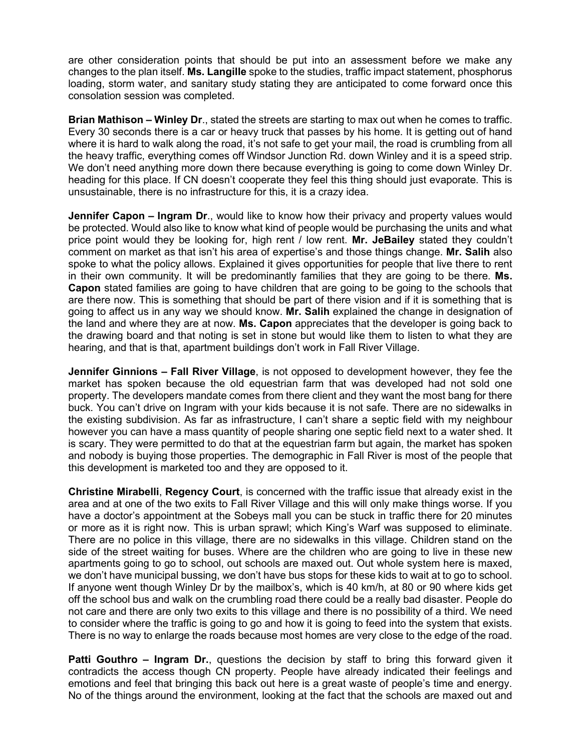are other consideration points that should be put into an assessment before we make any changes to the plan itself. **Ms. Langille** spoke to the studies, traffic impact statement, phosphorus loading, storm water, and sanitary study stating they are anticipated to come forward once this consolation session was completed.

**Brian Mathison – Winley Dr**., stated the streets are starting to max out when he comes to traffic. Every 30 seconds there is a car or heavy truck that passes by his home. It is getting out of hand where it is hard to walk along the road, it's not safe to get your mail, the road is crumbling from all the heavy traffic, everything comes off Windsor Junction Rd. down Winley and it is a speed strip. We don't need anything more down there because everything is going to come down Winley Dr. heading for this place. If CN doesn't cooperate they feel this thing should just evaporate. This is unsustainable, there is no infrastructure for this, it is a crazy idea.

**Jennifer Capon – Ingram Dr**., would like to know how their privacy and property values would be protected. Would also like to know what kind of people would be purchasing the units and what price point would they be looking for, high rent / low rent. **Mr. JeBailey** stated they couldn't comment on market as that isn't his area of expertise's and those things change. **Mr. Salih** also spoke to what the policy allows. Explained it gives opportunities for people that live there to rent in their own community. It will be predominantly families that they are going to be there. **Ms. Capon** stated families are going to have children that are going to be going to the schools that are there now. This is something that should be part of there vision and if it is something that is going to affect us in any way we should know. **Mr. Salih** explained the change in designation of the land and where they are at now. **Ms. Capon** appreciates that the developer is going back to the drawing board and that noting is set in stone but would like them to listen to what they are hearing, and that is that, apartment buildings don't work in Fall River Village.

**Jennifer Ginnions – Fall River Village**, is not opposed to development however, they fee the market has spoken because the old equestrian farm that was developed had not sold one property. The developers mandate comes from there client and they want the most bang for there buck. You can't drive on Ingram with your kids because it is not safe. There are no sidewalks in the existing subdivision. As far as infrastructure, I can't share a septic field with my neighbour however you can have a mass quantity of people sharing one septic field next to a water shed. It is scary. They were permitted to do that at the equestrian farm but again, the market has spoken and nobody is buying those properties. The demographic in Fall River is most of the people that this development is marketed too and they are opposed to it.

**Christine Mirabelli**, **Regency Court**, is concerned with the traffic issue that already exist in the area and at one of the two exits to Fall River Village and this will only make things worse. If you have a doctor's appointment at the Sobeys mall you can be stuck in traffic there for 20 minutes or more as it is right now. This is urban sprawl; which King's Warf was supposed to eliminate. There are no police in this village, there are no sidewalks in this village. Children stand on the side of the street waiting for buses. Where are the children who are going to live in these new apartments going to go to school, out schools are maxed out. Out whole system here is maxed, we don't have municipal bussing, we don't have bus stops for these kids to wait at to go to school. If anyone went though Winley Dr by the mailbox's, which is 40 km/h, at 80 or 90 where kids get off the school bus and walk on the crumbling road there could be a really bad disaster. People do not care and there are only two exits to this village and there is no possibility of a third. We need to consider where the traffic is going to go and how it is going to feed into the system that exists. There is no way to enlarge the roads because most homes are very close to the edge of the road.

**Patti Gouthro – Ingram Dr.**, questions the decision by staff to bring this forward given it contradicts the access though CN property. People have already indicated their feelings and emotions and feel that bringing this back out here is a great waste of people's time and energy. No of the things around the environment, looking at the fact that the schools are maxed out and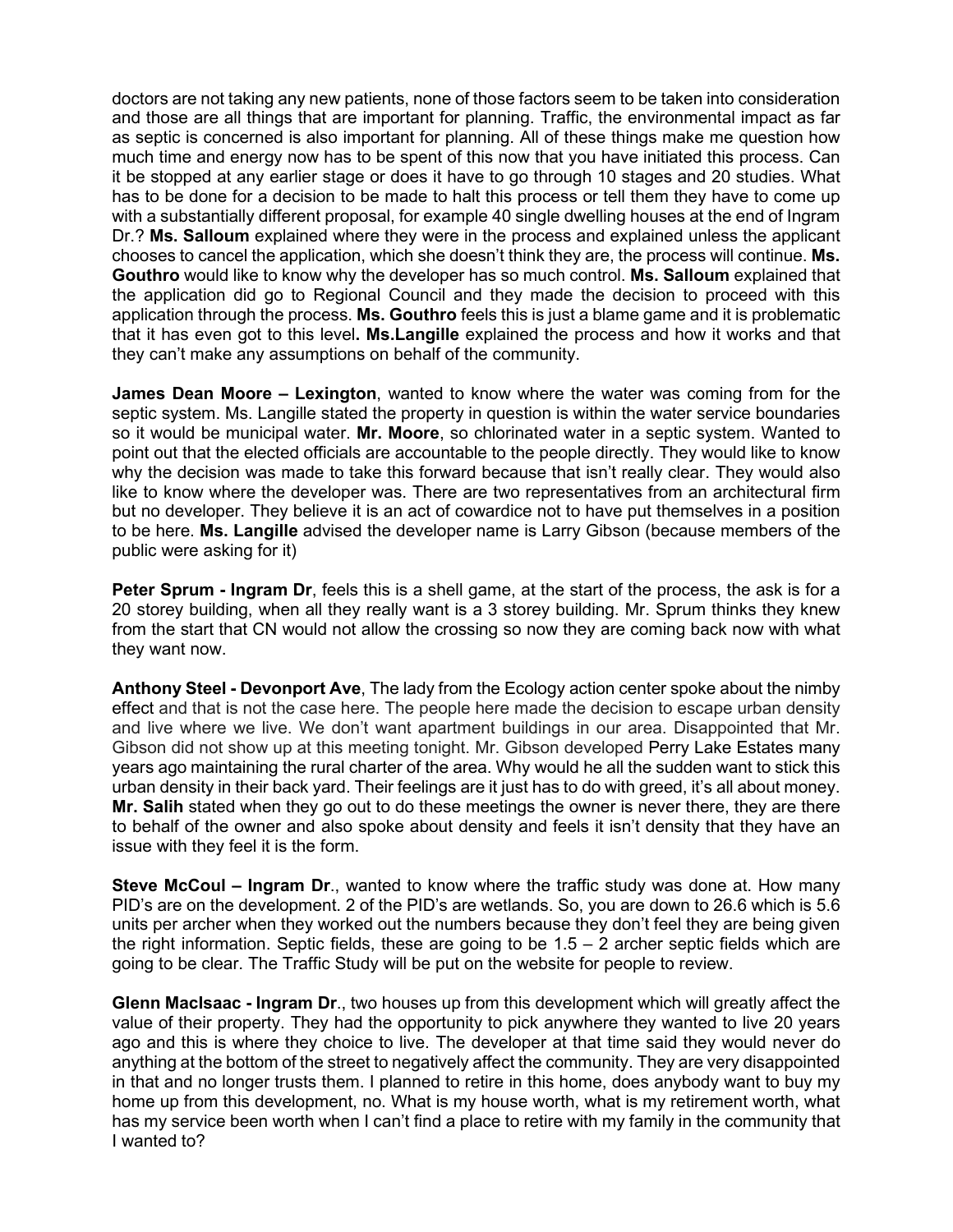doctors are not taking any new patients, none of those factors seem to be taken into consideration and those are all things that are important for planning. Traffic, the environmental impact as far as septic is concerned is also important for planning. All of these things make me question how much time and energy now has to be spent of this now that you have initiated this process. Can it be stopped at any earlier stage or does it have to go through 10 stages and 20 studies. What has to be done for a decision to be made to halt this process or tell them they have to come up with a substantially different proposal, for example 40 single dwelling houses at the end of Ingram Dr.? **Ms. Salloum** explained where they were in the process and explained unless the applicant chooses to cancel the application, which she doesn't think they are, the process will continue. **Ms. Gouthro** would like to know why the developer has so much control. **Ms. Salloum** explained that the application did go to Regional Council and they made the decision to proceed with this application through the process. **Ms. Gouthro** feels this is just a blame game and it is problematic that it has even got to this level**. Ms.Langille** explained the process and how it works and that they can't make any assumptions on behalf of the community.

**James Dean Moore – Lexington**, wanted to know where the water was coming from for the septic system. Ms. Langille stated the property in question is within the water service boundaries so it would be municipal water. **Mr. Moore**, so chlorinated water in a septic system. Wanted to point out that the elected officials are accountable to the people directly. They would like to know why the decision was made to take this forward because that isn't really clear. They would also like to know where the developer was. There are two representatives from an architectural firm but no developer. They believe it is an act of cowardice not to have put themselves in a position to be here. **Ms. Langille** advised the developer name is Larry Gibson (because members of the public were asking for it)

**Peter Sprum - Ingram Dr**, feels this is a shell game, at the start of the process, the ask is for a 20 storey building, when all they really want is a 3 storey building. Mr. Sprum thinks they knew from the start that CN would not allow the crossing so now they are coming back now with what they want now.

**Anthony Steel - Devonport Ave**, The lady from the Ecology action center spoke about the nimby effect and that is not the case here. The people here made the decision to escape urban density and live where we live. We don't want apartment buildings in our area. Disappointed that Mr. Gibson did not show up at this meeting tonight. Mr. Gibson developed Perry Lake Estates many years ago maintaining the rural charter of the area. Why would he all the sudden want to stick this urban density in their back yard. Their feelings are it just has to do with greed, it's all about money. **Mr. Salih** stated when they go out to do these meetings the owner is never there, they are there to behalf of the owner and also spoke about density and feels it isn't density that they have an issue with they feel it is the form.

**Steve McCoul – Ingram Dr**., wanted to know where the traffic study was done at. How many PID's are on the development. 2 of the PID's are wetlands. So, you are down to 26.6 which is 5.6 units per archer when they worked out the numbers because they don't feel they are being given the right information. Septic fields, these are going to be 1.5 – 2 archer septic fields which are going to be clear. The Traffic Study will be put on the website for people to review.

**Glenn MacIsaac - Ingram Dr**., two houses up from this development which will greatly affect the value of their property. They had the opportunity to pick anywhere they wanted to live 20 years ago and this is where they choice to live. The developer at that time said they would never do anything at the bottom of the street to negatively affect the community. They are very disappointed in that and no longer trusts them. I planned to retire in this home, does anybody want to buy my home up from this development, no. What is my house worth, what is my retirement worth, what has my service been worth when I can't find a place to retire with my family in the community that I wanted to?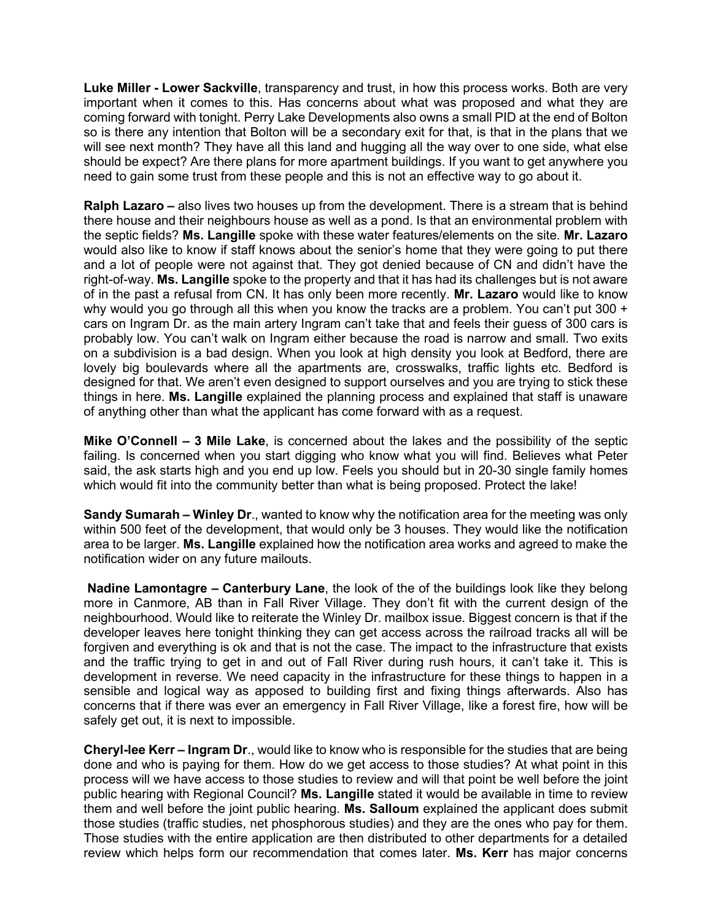**Luke Miller - Lower Sackville**, transparency and trust, in how this process works. Both are very important when it comes to this. Has concerns about what was proposed and what they are coming forward with tonight. Perry Lake Developments also owns a small PID at the end of Bolton so is there any intention that Bolton will be a secondary exit for that, is that in the plans that we will see next month? They have all this land and hugging all the way over to one side, what else should be expect? Are there plans for more apartment buildings. If you want to get anywhere you need to gain some trust from these people and this is not an effective way to go about it.

**Ralph Lazaro –** also lives two houses up from the development. There is a stream that is behind there house and their neighbours house as well as a pond. Is that an environmental problem with the septic fields? **Ms. Langille** spoke with these water features/elements on the site. **Mr. Lazaro** would also like to know if staff knows about the senior's home that they were going to put there and a lot of people were not against that. They got denied because of CN and didn't have the right-of-way. **Ms. Langille** spoke to the property and that it has had its challenges but is not aware of in the past a refusal from CN. It has only been more recently. **Mr. Lazaro** would like to know why would you go through all this when you know the tracks are a problem. You can't put 300 + cars on Ingram Dr. as the main artery Ingram can't take that and feels their guess of 300 cars is probably low. You can't walk on Ingram either because the road is narrow and small. Two exits on a subdivision is a bad design. When you look at high density you look at Bedford, there are lovely big boulevards where all the apartments are, crosswalks, traffic lights etc. Bedford is designed for that. We aren't even designed to support ourselves and you are trying to stick these things in here. **Ms. Langille** explained the planning process and explained that staff is unaware of anything other than what the applicant has come forward with as a request.

**Mike O'Connell – 3 Mile Lake**, is concerned about the lakes and the possibility of the septic failing. Is concerned when you start digging who know what you will find. Believes what Peter said, the ask starts high and you end up low. Feels you should but in 20-30 single family homes which would fit into the community better than what is being proposed. Protect the lake!

**Sandy Sumarah – Winley Dr**., wanted to know why the notification area for the meeting was only within 500 feet of the development, that would only be 3 houses. They would like the notification area to be larger. **Ms. Langille** explained how the notification area works and agreed to make the notification wider on any future mailouts.

**Nadine Lamontagre – Canterbury Lane**, the look of the of the buildings look like they belong more in Canmore, AB than in Fall River Village. They don't fit with the current design of the neighbourhood. Would like to reiterate the Winley Dr. mailbox issue. Biggest concern is that if the developer leaves here tonight thinking they can get access across the railroad tracks all will be forgiven and everything is ok and that is not the case. The impact to the infrastructure that exists and the traffic trying to get in and out of Fall River during rush hours, it can't take it. This is development in reverse. We need capacity in the infrastructure for these things to happen in a sensible and logical way as apposed to building first and fixing things afterwards. Also has concerns that if there was ever an emergency in Fall River Village, like a forest fire, how will be safely get out, it is next to impossible.

**Cheryl-lee Kerr – Ingram Dr**., would like to know who is responsible for the studies that are being done and who is paying for them. How do we get access to those studies? At what point in this process will we have access to those studies to review and will that point be well before the joint public hearing with Regional Council? **Ms. Langille** stated it would be available in time to review them and well before the joint public hearing. **Ms. Salloum** explained the applicant does submit those studies (traffic studies, net phosphorous studies) and they are the ones who pay for them. Those studies with the entire application are then distributed to other departments for a detailed review which helps form our recommendation that comes later. **Ms. Kerr** has major concerns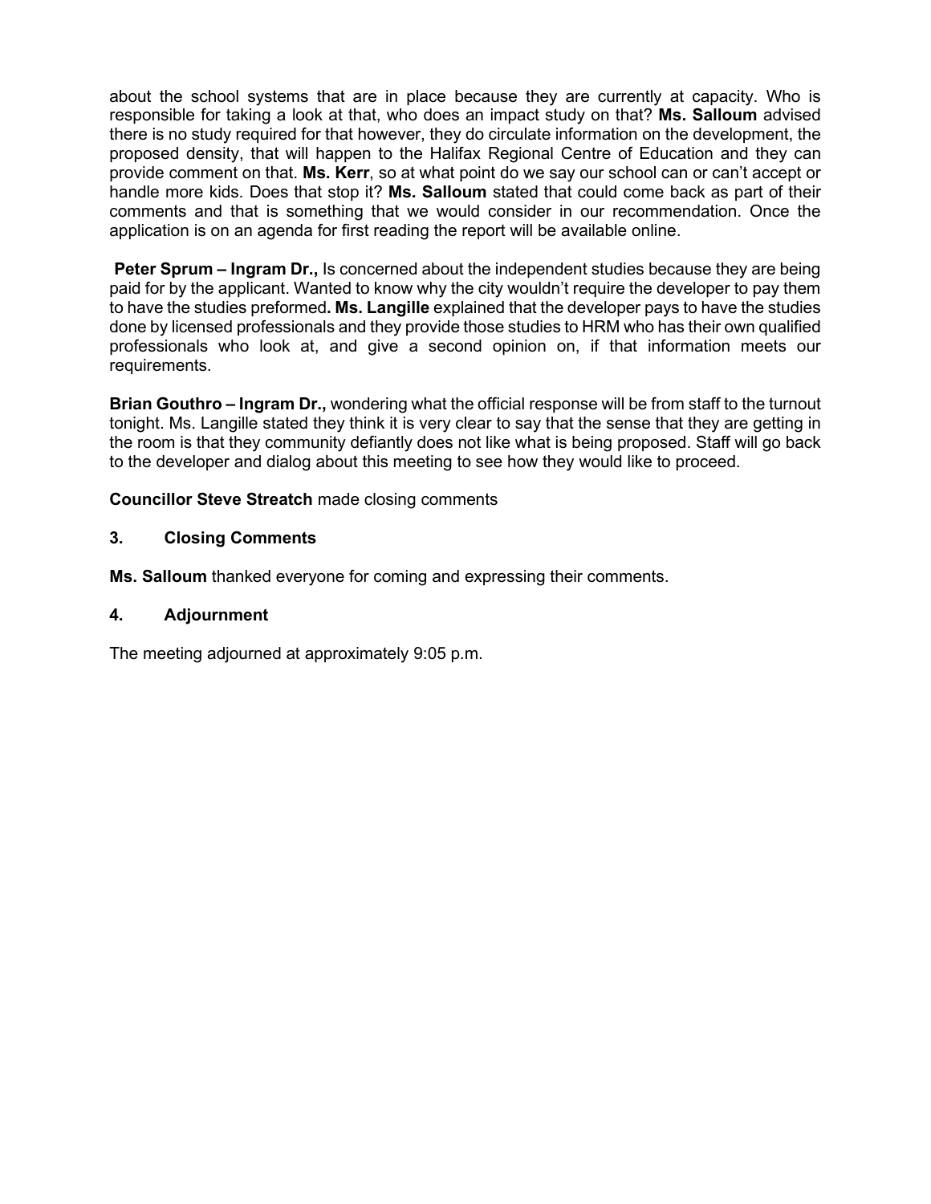about the school systems that are in place because they are currently at capacity. Who is responsible for taking a look at that, who does an impact study on that? **Ms. Salloum** advised there is no study required for that however, they do circulate information on the development, the proposed density, that will happen to the Halifax Regional Centre of Education and they can provide comment on that. **Ms. Kerr**, so at what point do we say our school can or can't accept or handle more kids. Does that stop it? **Ms. Salloum** stated that could come back as part of their comments and that is something that we would consider in our recommendation. Once the application is on an agenda for first reading the report will be available online.

**Peter Sprum – Ingram Dr.,** Is concerned about the independent studies because they are being paid for by the applicant. Wanted to know why the city wouldn't require the developer to pay them to have the studies preformed**. Ms. Langille** explained that the developer pays to have the studies done by licensed professionals and they provide those studies to HRM who has their own qualified professionals who look at, and give a second opinion on, if that information meets our requirements.

**Brian Gouthro – Ingram Dr.,** wondering what the official response will be from staff to the turnout tonight. Ms. Langille stated they think it is very clear to say that the sense that they are getting in the room is that they community defiantly does not like what is being proposed. Staff will go back to the developer and dialog about this meeting to see how they would like to proceed.

**Councillor Steve Streatch** made closing comments

## 3. Closing Comments

**Ms. Salloum** thanked everyone for coming and expressing their comments.

## 4. Adjournment

The meeting adjourned at approximately 9:05 p.m.